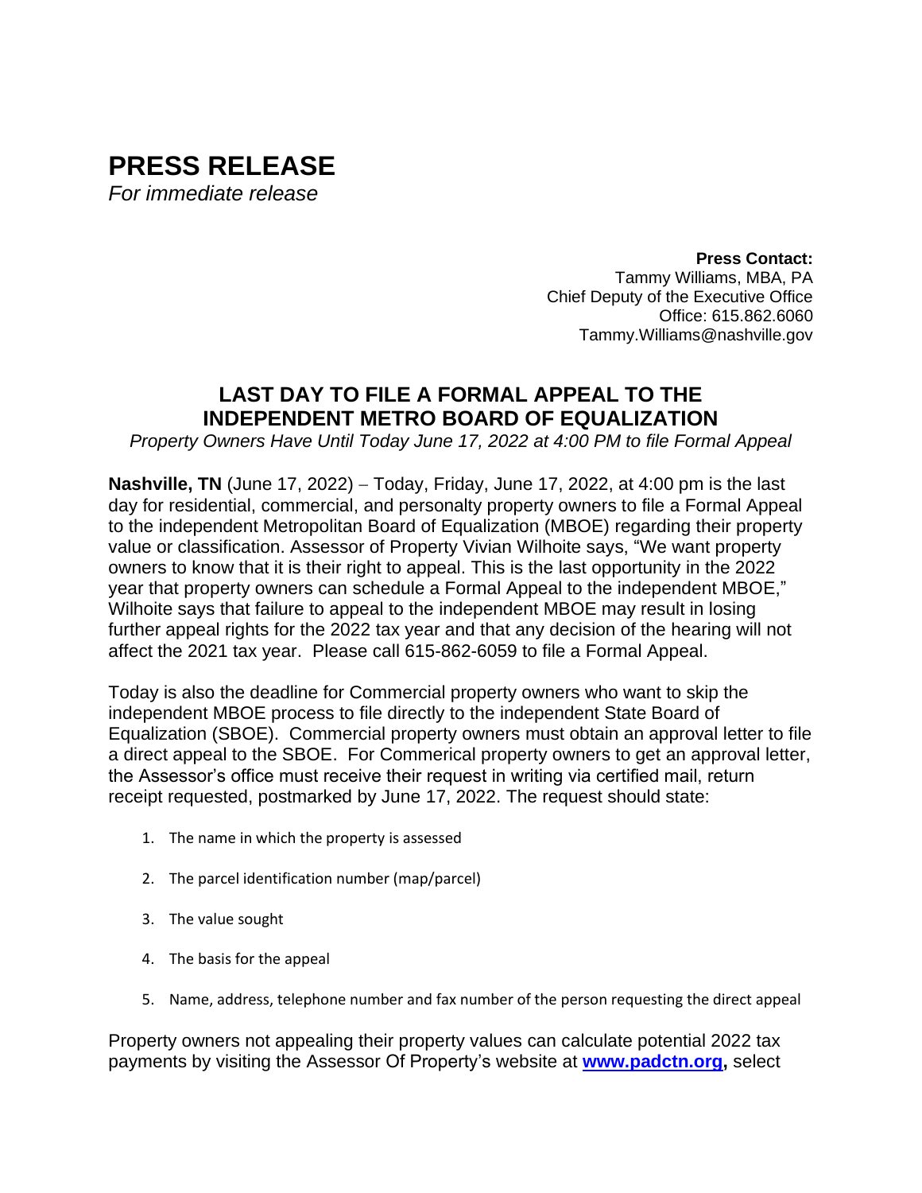# PRESS RELEASE

*For immediate release*

**Press Contact:**
Tammy Williams, MBA, PA
Chief Deputy of the Executive Office
Office: 615.862.6060
Tammy.Williams@nashville.gov

## LAST DAY TO FILE A FORMAL APPEAL TO THE INDEPENDENT METRO BOARD OF EQUALIZATION

*Property Owners Have Until Today June 17, 2022 at 4:00 PM to file Formal Appeal*

**Nashville, TN** (June 17, 2022) – Today, Friday, June 17, 2022, at 4:00 pm is the last day for residential, commercial, and personalty property owners to file a Formal Appeal to the independent Metropolitan Board of Equalization (MBOE) regarding their property value or classification. Assessor of Property Vivian Wilhoite says, "We want property owners to know that it is their right to appeal. This is the last opportunity in the 2022 year that property owners can schedule a Formal Appeal to the independent MBOE," Wilhoite says that failure to appeal to the independent MBOE may result in losing further appeal rights for the 2022 tax year and that any decision of the hearing will not affect the 2021 tax year. Please call 615-862-6059 to file a Formal Appeal.

Today is also the deadline for Commercial property owners who want to skip the independent MBOE process to file directly to the independent State Board of Equalization (SBOE). Commercial property owners must obtain an approval letter to file a direct appeal to the SBOE. For Commerical property owners to get an approval letter, the Assessor's office must receive their request in writing via certified mail, return receipt requested, postmarked by June 17, 2022. The request should state:

1. The name in which the property is assessed
2. The parcel identification number (map/parcel)
3. The value sought
4. The basis for the appeal
5. Name, address, telephone number and fax number of the person requesting the direct appeal

Property owners not appealing their property values can calculate potential 2022 tax payments by visiting the Assessor Of Property's website at **[www.padctn.org](http://www.padctn.org),** select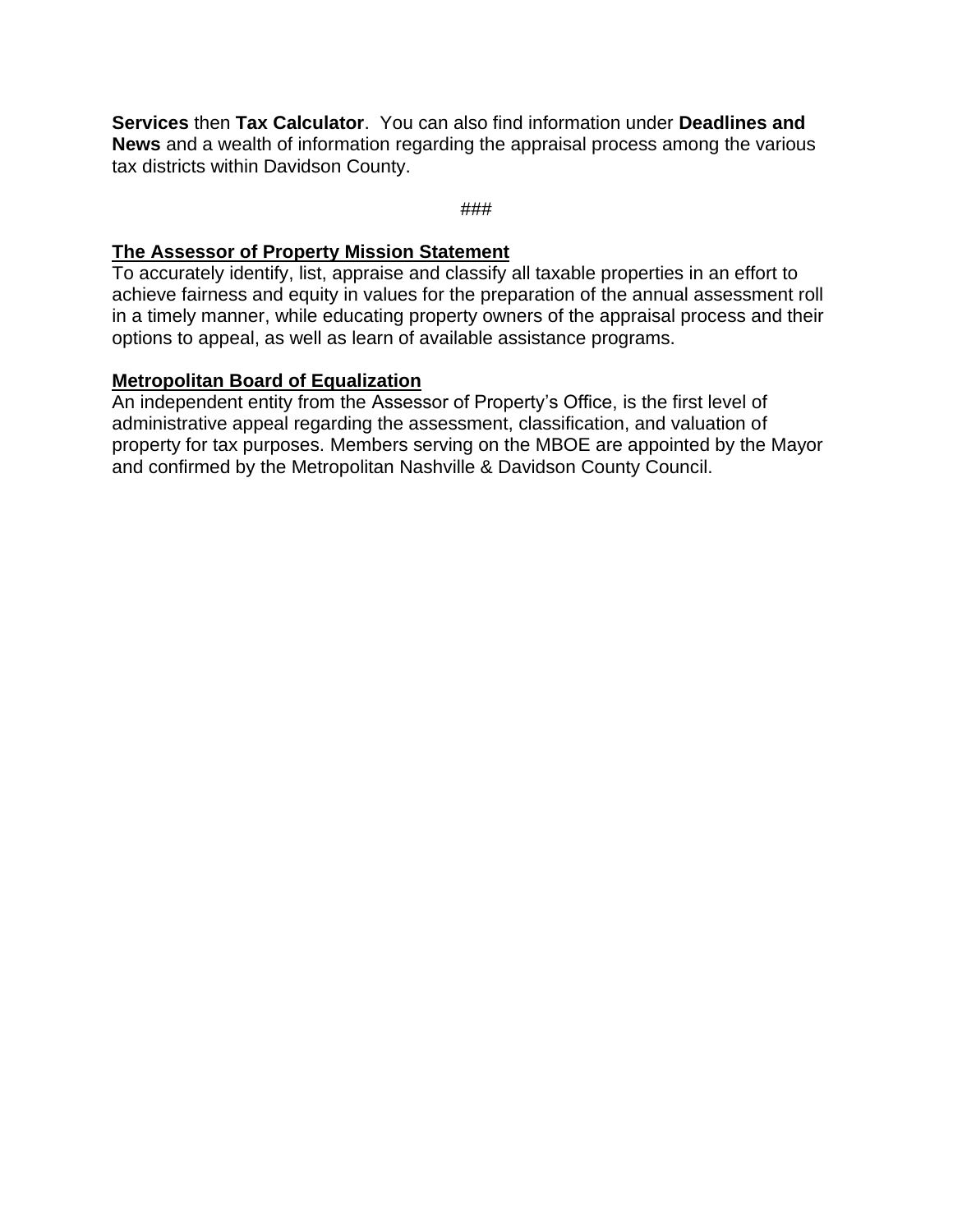**Services** then **Tax Calculator**. You can also find information under **Deadlines and News** and a wealth of information regarding the appraisal process among the various tax districts within Davidson County.

###

**<u>The Assessor of Property Mission Statement</u>**

To accurately identify, list, appraise and classify all taxable properties in an effort to achieve fairness and equity in values for the preparation of the annual assessment roll in a timely manner, while educating property owners of the appraisal process and their options to appeal, as well as learn of available assistance programs.

**<u>Metropolitan Board of Equalization</u>**

An independent entity from the Assessor of Property's Office, is the first level of administrative appeal regarding the assessment, classification, and valuation of property for tax purposes. Members serving on the MBOE are appointed by the Mayor and confirmed by the Metropolitan Nashville & Davidson County Council.